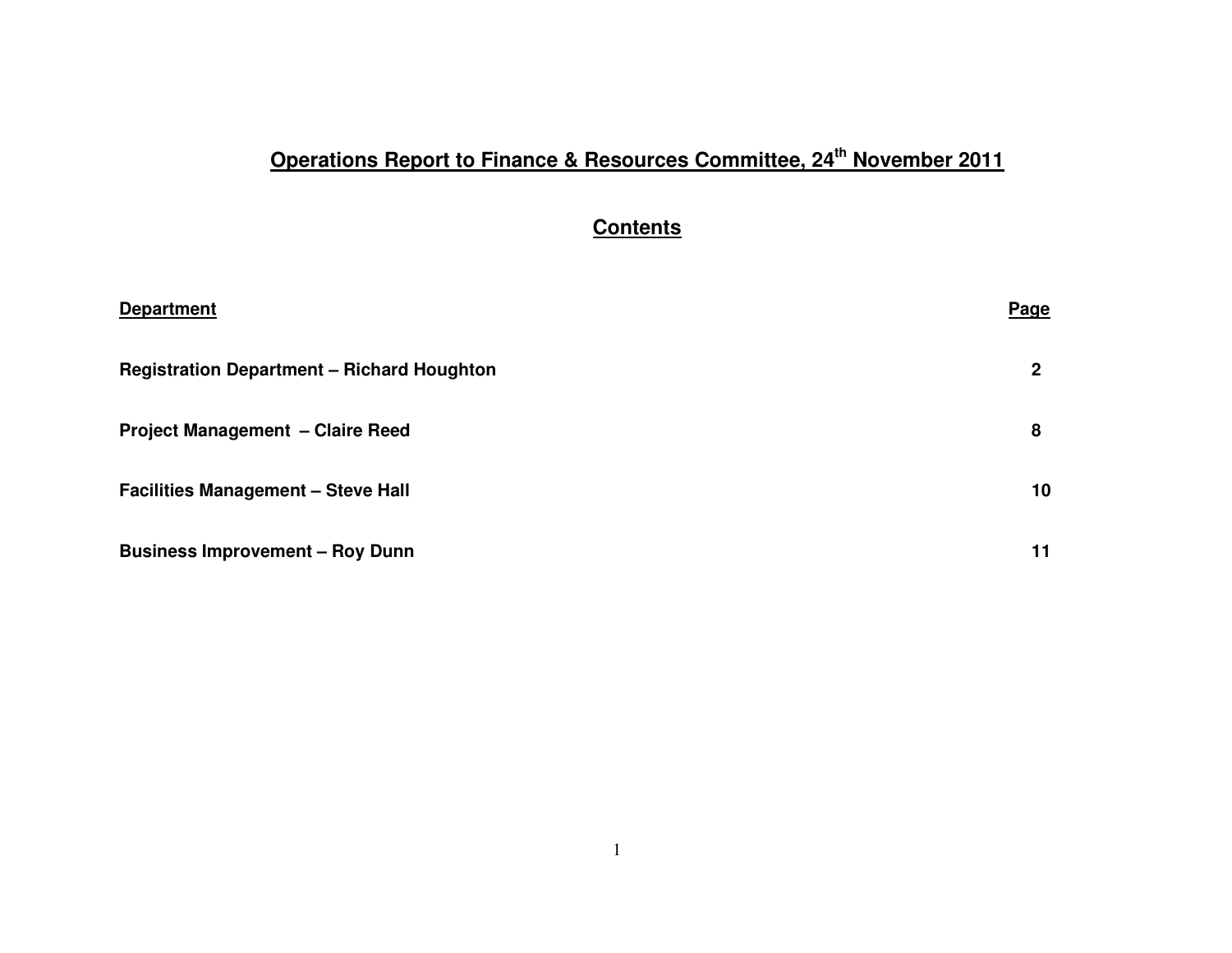# Operations Report to Finance & Resources Committee, 24th November 2011

## Contents

| Department | Page |
| --- | --- |
| **Registration Department – Richard Houghton** | **2** |
| **Project Management – Claire Reed** | **8** |
| **Facilities Management – Steve Hall** | **10** |
| **Business Improvement – Roy Dunn** | **11** |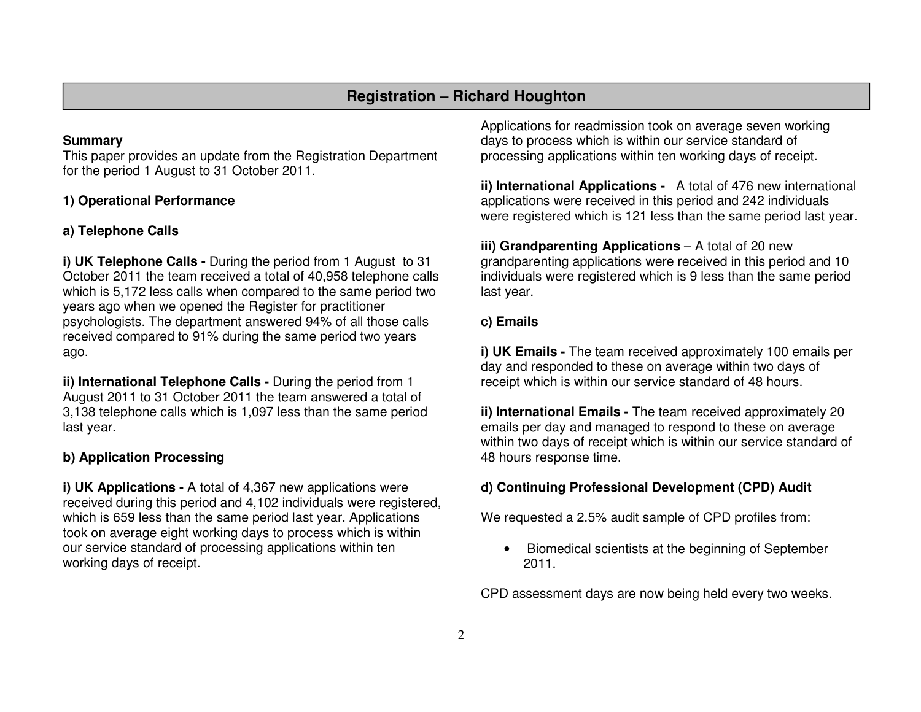## Registration – Richard Houghton

**Summary**
This paper provides an update from the Registration Department for the period 1 August to 31 October 2011.

**1) Operational Performance**

**a) Telephone Calls**

**i) UK Telephone Calls -** During the period from 1 August to 31 October 2011 the team received a total of 40,958 telephone calls which is 5,172 less calls when compared to the same period two years ago when we opened the Register for practitioner psychologists. The department answered 94% of all those calls received compared to 91% during the same period two years ago.

**ii) International Telephone Calls -** During the period from 1 August 2011 to 31 October 2011 the team answered a total of 3,138 telephone calls which is 1,097 less than the same period last year.

**b) Application Processing**

**i) UK Applications -** A total of 4,367 new applications were received during this period and 4,102 individuals were registered, which is 659 less than the same period last year. Applications took on average eight working days to process which is within our service standard of processing applications within ten working days of receipt.

Applications for readmission took on average seven working days to process which is within our service standard of processing applications within ten working days of receipt.

**ii) International Applications -** A total of 476 new international applications were received in this period and 242 individuals were registered which is 121 less than the same period last year.

**iii) Grandparenting Applications** – A total of 20 new grandparenting applications were received in this period and 10 individuals were registered which is 9 less than the same period last year.

**c) Emails**

**i) UK Emails -** The team received approximately 100 emails per day and responded to these on average within two days of receipt which is within our service standard of 48 hours.

**ii) International Emails -** The team received approximately 20 emails per day and managed to respond to these on average within two days of receipt which is within our service standard of 48 hours response time.

**d) Continuing Professional Development (CPD) Audit**

We requested a 2.5% audit sample of CPD profiles from:

- Biomedical scientists at the beginning of September 2011.

CPD assessment days are now being held every two weeks.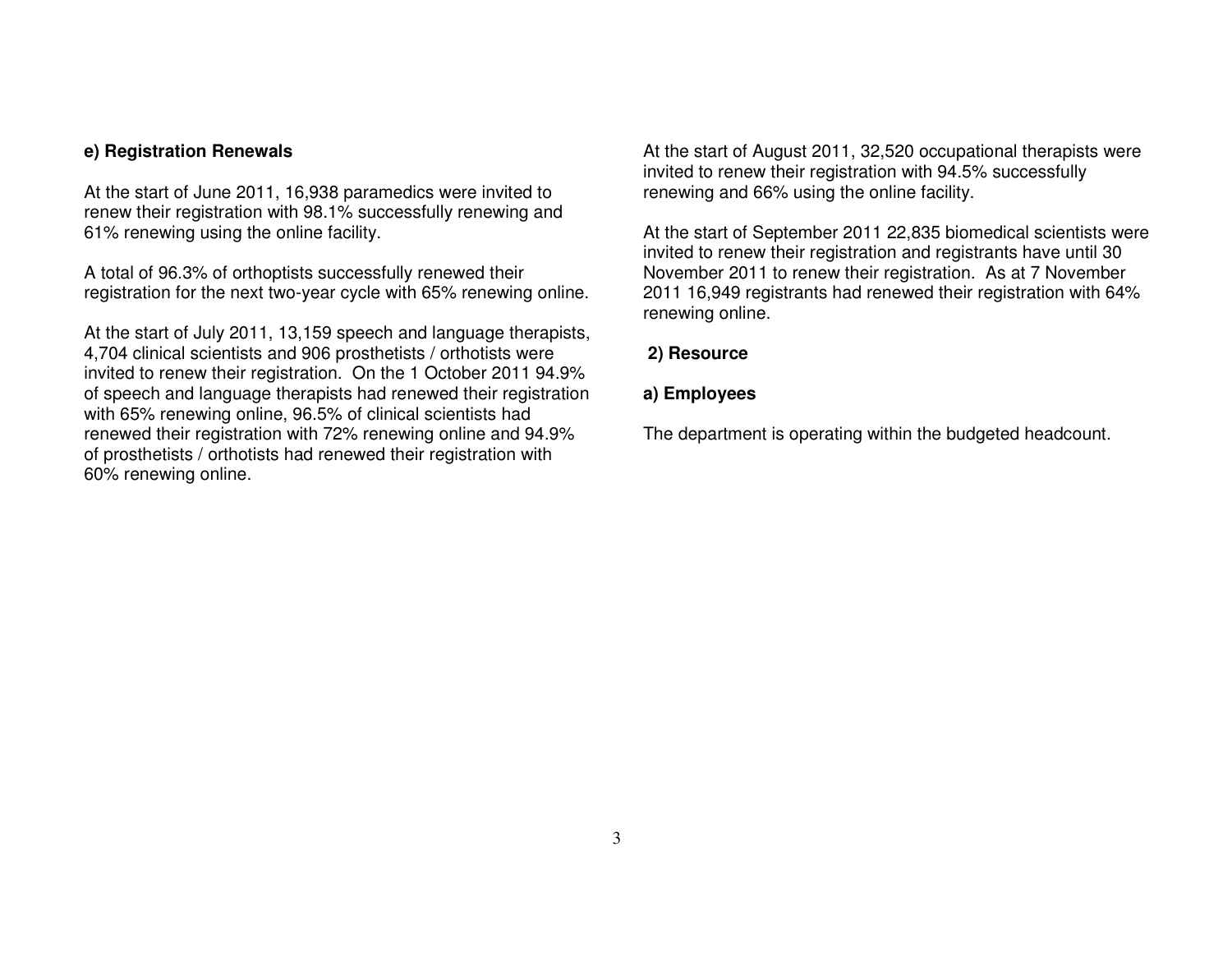#### e) Registration Renewals

At the start of June 2011, 16,938 paramedics were invited to renew their registration with 98.1% successfully renewing and 61% renewing using the online facility.

A total of 96.3% of orthoptists successfully renewed their registration for the next two-year cycle with 65% renewing online.

At the start of July 2011, 13,159 speech and language therapists, 4,704 clinical scientists and 906 prosthetists / orthotists were invited to renew their registration. On the 1 October 2011 94.9% of speech and language therapists had renewed their registration with 65% renewing online, 96.5% of clinical scientists had renewed their registration with 72% renewing online and 94.9% of prosthetists / orthotists had renewed their registration with 60% renewing online.

At the start of August 2011, 32,520 occupational therapists were invited to renew their registration with 94.5% successfully renewing and 66% using the online facility.

At the start of September 2011 22,835 biomedical scientists were invited to renew their registration and registrants have until 30 November 2011 to renew their registration. As at 7 November 2011 16,949 registrants had renewed their registration with 64% renewing online.

### 2) Resource

#### a) Employees

The department is operating within the budgeted headcount.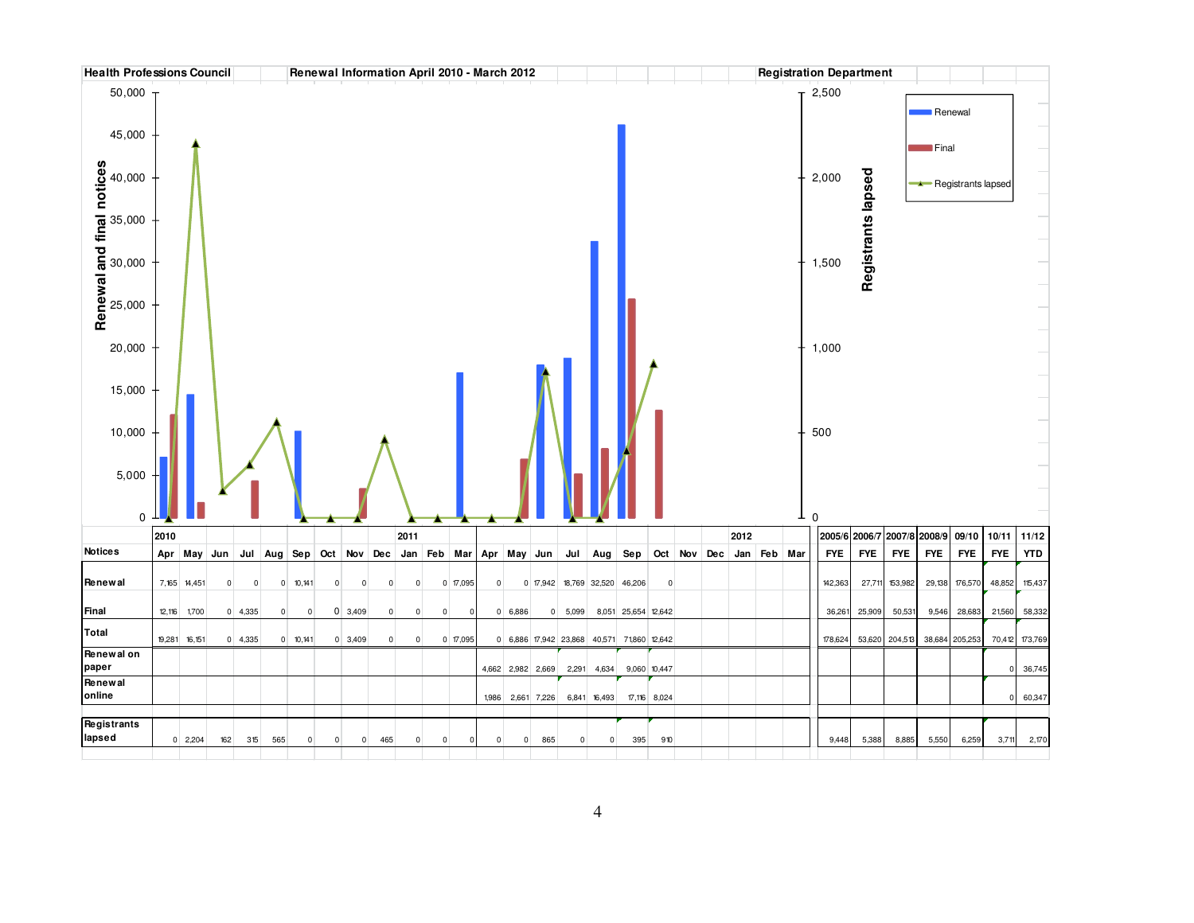**Health Professions Council** | **Renewal Information April 2010 - March 2012** | **Registration Department**

| Notices | 2010 Apr | May | Jun | Jul | Aug | Sep | Oct | Nov | Dec | 2011 Jan | Feb | Mar | Apr | May | Jun | Jul | Aug | Sep | Oct | Nov | Dec | 2012 Jan | Feb | Mar | 2005/6 FYE | 2006/7 FYE | 2007/8 FYE | 2008/9 FYE | 09/10 FYE | 10/11 FYE | 11/12 YTD |
|---|---|---|---|---|---|---|---|---|---|---|---|---|---|---|---|---|---|---|---|---|---|---|---|---|---|---|---|---|---|---|---|
| Renewal | 7,165 | 14,451 | 0 | 0 | 0 | 10,141 | 0 | 0 | 0 | 0 | 0 | 17,095 | 0 | 0 | 17,942 | 18,769 | 32,520 | 46,206 | 0 | | | | | | 142,363 | 27,711 | 153,982 | 29,138 | 176,570 | 48,852 | 115,437 |
| Final | 12,116 | 1,700 | 0 | 4,335 | 0 | 0 | 0 | 3,409 | 0 | 0 | 0 | 0 | 0 | 6,886 | 0 | 5,099 | 8,051 | 25,654 | 12,642 | | | | | | 36,261 | 25,909 | 50,531 | 9,546 | 28,683 | 21,560 | 58,332 |
| Total | 19,281 | 16,151 | 0 | 4,335 | 0 | 10,141 | 0 | 3,409 | 0 | 0 | 0 | 17,095 | 0 | 6,886 | 17,942 | 23,868 | 40,571 | 71,860 | 12,642 | | | | | | 178,624 | 53,620 | 204,513 | 38,684 | 205,253 | 70,412 | 173,769 |
| Renewal on paper | | | | | | | | | | | | | 4,662 | 2,982 | 2,669 | 2,291 | 4,634 | 9,060 | 10,447 | | | | | | | | | | | 0 | 36,745 |
| Renewal online | | | | | | | | | | | | | 1,986 | 2,661 | 7,226 | 6,841 | 16,493 | 17,116 | 8,024 | | | | | | | | | | | 0 | 60,347 |
| Registrants lapsed | 0 | 2,204 | 162 | 315 | 565 | 0 | 0 | 0 | 465 | 0 | 0 | 0 | 0 | 0 | 865 | 0 | 0 | 395 | 910 | | | | | | 9,448 | 5,388 | 8,885 | 5,550 | 6,259 | 3,711 | 2,170 |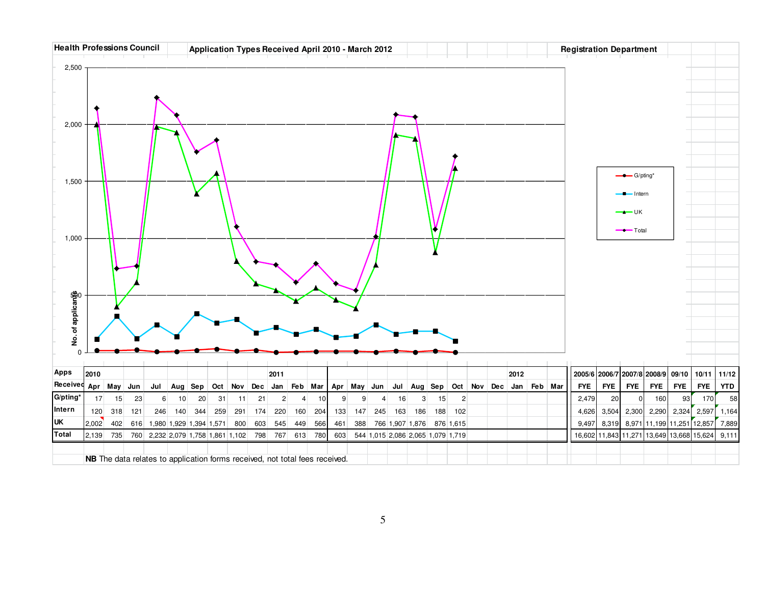**Health Professions Council** — **Application Types Received April 2010 - March 2012** — **Registration Department**

| Apps Received | 2010 Apr | May | Jun | Jul | Aug | Sep | Oct | Nov | Dec | 2011 Jan | Feb | Mar | Apr | May | Jun | Jul | Aug | Sep | Oct | Nov | Dec | 2012 Jan | Feb | Mar | 2005/6 FYE | 2006/7 FYE | 2007/8 FYE | 2008/9 FYE | 09/10 FYE | 10/11 FYE | 11/12 YTD |
|---|---|---|---|---|---|---|---|---|---|---|---|---|---|---|---|---|---|---|---|---|---|---|---|---|---|---|---|---|---|---|---|
| G/pting* | 17 | 15 | 23 | 6 | 10 | 20 | 31 | 11 | 21 | 2 | 4 | 10 | 9 | 9 | 4 | 16 | 3 | 15 | 2 | | | | | | 2,479 | 20 | 0 | 160 | 93 | 170 | 58 |
| Intern | 120 | 318 | 121 | 246 | 140 | 344 | 259 | 291 | 174 | 220 | 160 | 204 | 133 | 147 | 245 | 163 | 186 | 188 | 102 | | | | | | 4,626 | 3,504 | 2,300 | 2,290 | 2,324 | 2,597 | 1,164 |
| UK | 2,002 | 402 | 616 | 1,980 | 1,929 | 1,394 | 1,571 | 800 | 603 | 545 | 449 | 566 | 461 | 388 | 766 | 1,907 | 1,876 | 876 | 1,615 | | | | | | 9,497 | 8,319 | 8,971 | 11,199 | 11,251 | 12,857 | 7,889 |
| **Total** | 2,139 | 735 | 760 | 2,232 | 2,079 | 1,758 | 1,861 | 1,102 | 798 | 767 | 613 | 780 | 603 | 544 | 1,015 | 2,086 | 2,065 | 1,079 | 1,719 | | | | | | 16,602 | 11,843 | 11,271 | 13,649 | 13,668 | 15,624 | 9,111 |

**NB** The data relates to application forms received, not total fees received.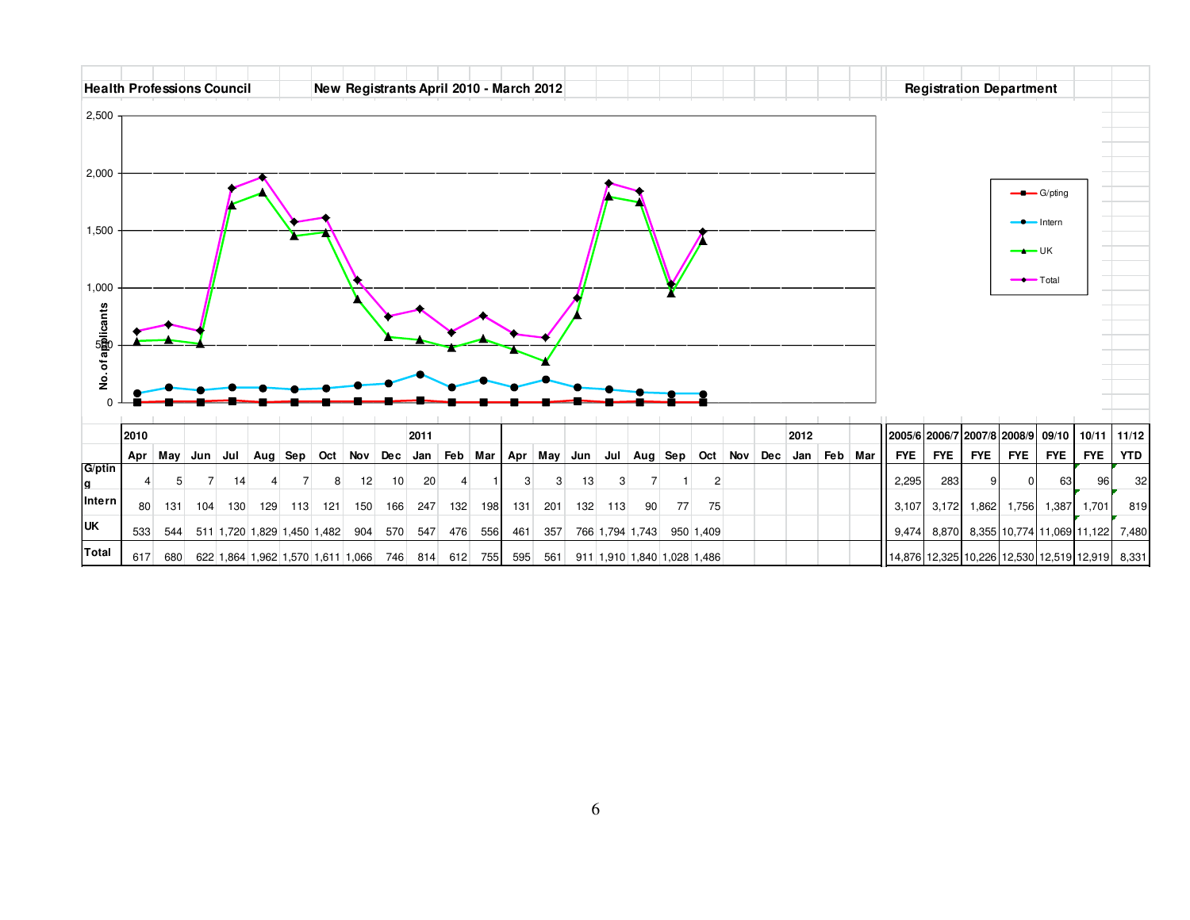**Health Professions Council** | **New Registrants April 2010 - March 2012** | **Registration Department**

| | 2010 | | | | | | | | | 2011 | | | | | | | | | | | | | 2012 | | | | 2005/6 | 2006/7 | 2007/8 | 2008/9 | 09/10 | 10/11 | 11/12 |
|---|---|---|---|---|---|---|---|---|---|---|---|---|---|---|---|---|---|---|---|---|---|---|---|---|---|---|---|---|---|---|---|---|---|
| | Apr | May | Jun | Jul | Aug | Sep | Oct | Nov | Dec | Jan | Feb | Mar | Apr | May | Jun | Jul | Aug | Sep | Oct | Nov | Dec | Jan | Feb | Mar | | FYE | FYE | FYE | FYE | FYE | FYE | YTD |
| G/pting | 4 | 5 | 7 | 14 | 4 | 7 | 8 | 12 | 10 | 20 | 4 | 1 | 3 | 3 | 13 | 3 | 7 | 1 | 2 | | | | | | | 2,295 | 283 | 9 | 0 | 63 | 96 | 32 |
| Intern | 80 | 131 | 104 | 130 | 129 | 113 | 121 | 150 | 166 | 247 | 132 | 198 | 131 | 201 | 132 | 113 | 90 | 77 | 75 | | | | | | | 3,107 | 3,172 | 1,862 | 1,756 | 1,387 | 1,701 | 819 |
| UK | 533 | 544 | 511 | 1,720 | 1,829 | 1,450 | 1,482 | 904 | 570 | 547 | 476 | 556 | 461 | 357 | 766 | 1,794 | 1,743 | 950 | 1,409 | | | | | | | 9,474 | 8,870 | 8,355 | 10,774 | 11,069 | 11,122 | 7,480 |
| Total | 617 | 680 | 622 | 1,864 | 1,962 | 1,570 | 1,611 | 1,066 | 746 | 814 | 612 | 755 | 595 | 561 | 911 | 1,910 | 1,840 | 1,028 | 1,486 | | | | | | | 14,876 | 12,325 | 10,226 | 12,530 | 12,519 | 12,919 | 8,331 |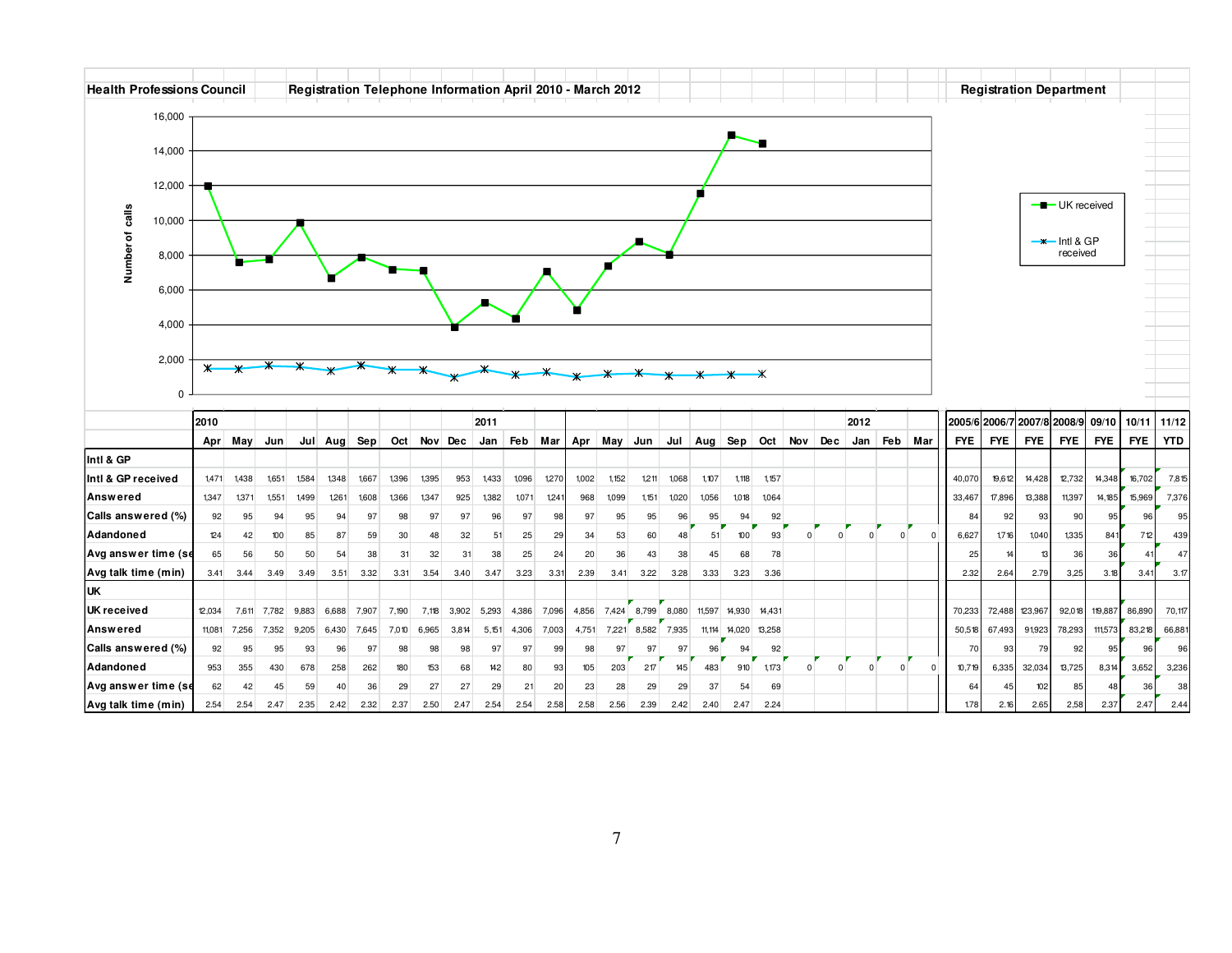**Health Professions Council** **Registration Telephone Information April 2010 - March 2012** **Registration Department**

| | 2010 | | | | | | | | | 2011 | | | | | | | | | | | | 2012 | | | | 2005/6 | 2006/7 | 2007/8 | 2008/9 | 09/10 | 10/11 | 11/12 |
|---|---|---|---|---|---|---|---|---|---|---|---|---|---|---|---|---|---|---|---|---|---|---|---|---|---|---|---|---|---|---|---|---|
| | Apr | May | Jun | Jul | Aug | Sep | Oct | Nov | Dec | Jan | Feb | Mar | Apr | May | Jun | Jul | Aug | Sep | Oct | Nov | Dec | Jan | Feb | Mar | | FYE | FYE | FYE | FYE | FYE | FYE | YTD |
| **Intl & GP** | | | | | | | | | | | | | | | | | | | | | | | | | | | | | | | | |
| **Intl & GP received** | 1,471 | 1,438 | 1,651 | 1,584 | 1,348 | 1,667 | 1,396 | 1,395 | 953 | 1,433 | 1,096 | 1,270 | 1,002 | 1,152 | 1,211 | 1,068 | 1,107 | 1,118 | 1,157 | | | | | | | 40,070 | 19,612 | 14,428 | 12,732 | 14,348 | 16,702 | 7,815 |
| **Answered** | 1,347 | 1,371 | 1,551 | 1,499 | 1,261 | 1,608 | 1,366 | 1,347 | 925 | 1,382 | 1,071 | 1,241 | 968 | 1,099 | 1,151 | 1,020 | 1,056 | 1,018 | 1,064 | | | | | | | 33,467 | 17,896 | 13,388 | 11,397 | 14,185 | 15,969 | 7,376 |
| **Calls answered (%)** | 92 | 95 | 94 | 95 | 94 | 97 | 98 | 97 | 97 | 96 | 97 | 98 | 97 | 95 | 95 | 96 | 95 | 94 | 92 | | | | | | | 84 | 92 | 93 | 90 | 95 | 96 | 95 |
| **Adandoned** | 124 | 42 | 100 | 85 | 87 | 59 | 30 | 48 | 32 | 51 | 25 | 29 | 34 | 53 | 60 | 48 | 51 | 100 | 93 | 0 | 0 | 0 | 0 | 0 | | 6,627 | 1,716 | 1,040 | 1,335 | 841 | 712 | 439 |
| **Avg answer time (se** | 65 | 56 | 50 | 50 | 54 | 38 | 31 | 32 | 31 | 38 | 25 | 24 | 20 | 36 | 43 | 38 | 45 | 68 | 78 | | | | | | | 25 | 14 | 13 | 36 | 36 | 41 | 47 |
| **Avg talk time (min)** | 3.41 | 3.44 | 3.49 | 3.49 | 3.51 | 3.32 | 3.31 | 3.54 | 3.40 | 3.47 | 3.23 | 3.31 | 2.39 | 3.41 | 3.22 | 3.28 | 3.33 | 3.23 | 3.36 | | | | | | | 2.32 | 2.64 | 2.79 | 3.25 | 3.18 | 3.41 | 3.17 |
| **UK** | | | | | | | | | | | | | | | | | | | | | | | | | | | | | | | | |
| **UK received** | 12,034 | 7,611 | 7,782 | 9,883 | 6,688 | 7,907 | 7,190 | 7,118 | 3,902 | 5,293 | 4,386 | 7,096 | 4,856 | 7,424 | 8,799 | 8,080 | 11,597 | 14,930 | 14,431 | | | | | | | 70,233 | 72,488 | 123,967 | 92,018 | 119,887 | 86,890 | 70,117 |
| **Answered** | 11,081 | 7,256 | 7,352 | 9,205 | 6,430 | 7,645 | 7,010 | 6,965 | 3,814 | 5,151 | 4,306 | 7,003 | 4,751 | 7,221 | 8,582 | 7,935 | 11,114 | 14,020 | 13,258 | | | | | | | 50,518 | 67,493 | 91,923 | 78,293 | 111,573 | 83,218 | 66,881 |
| **Calls answered (%)** | 92 | 95 | 95 | 93 | 96 | 97 | 98 | 98 | 98 | 97 | 97 | 99 | 98 | 97 | 97 | 97 | 96 | 94 | 92 | | | | | | | 70 | 93 | 79 | 92 | 95 | 96 | 96 |
| **Adandoned** | 953 | 355 | 430 | 678 | 258 | 262 | 180 | 153 | 68 | 142 | 80 | 93 | 105 | 203 | 217 | 145 | 483 | 910 | 1,173 | 0 | 0 | 0 | 0 | 0 | | 10,719 | 6,335 | 32,034 | 13,725 | 8,314 | 3,652 | 3,236 |
| **Avg answer time (se** | 62 | 42 | 45 | 59 | 40 | 36 | 29 | 27 | 27 | 29 | 21 | 20 | 23 | 28 | 29 | 29 | 37 | 54 | 69 | | | | | | | 64 | 45 | 102 | 85 | 48 | 36 | 38 |
| **Avg talk time (min)** | 2.54 | 2.54 | 2.47 | 2.35 | 2.42 | 2.32 | 2.37 | 2.50 | 2.47 | 2.54 | 2.54 | 2.58 | 2.58 | 2.56 | 2.39 | 2.42 | 2.40 | 2.47 | 2.24 | | | | | | | 1.78 | 2.16 | 2.65 | 2.58 | 2.37 | 2.47 | 2.44 |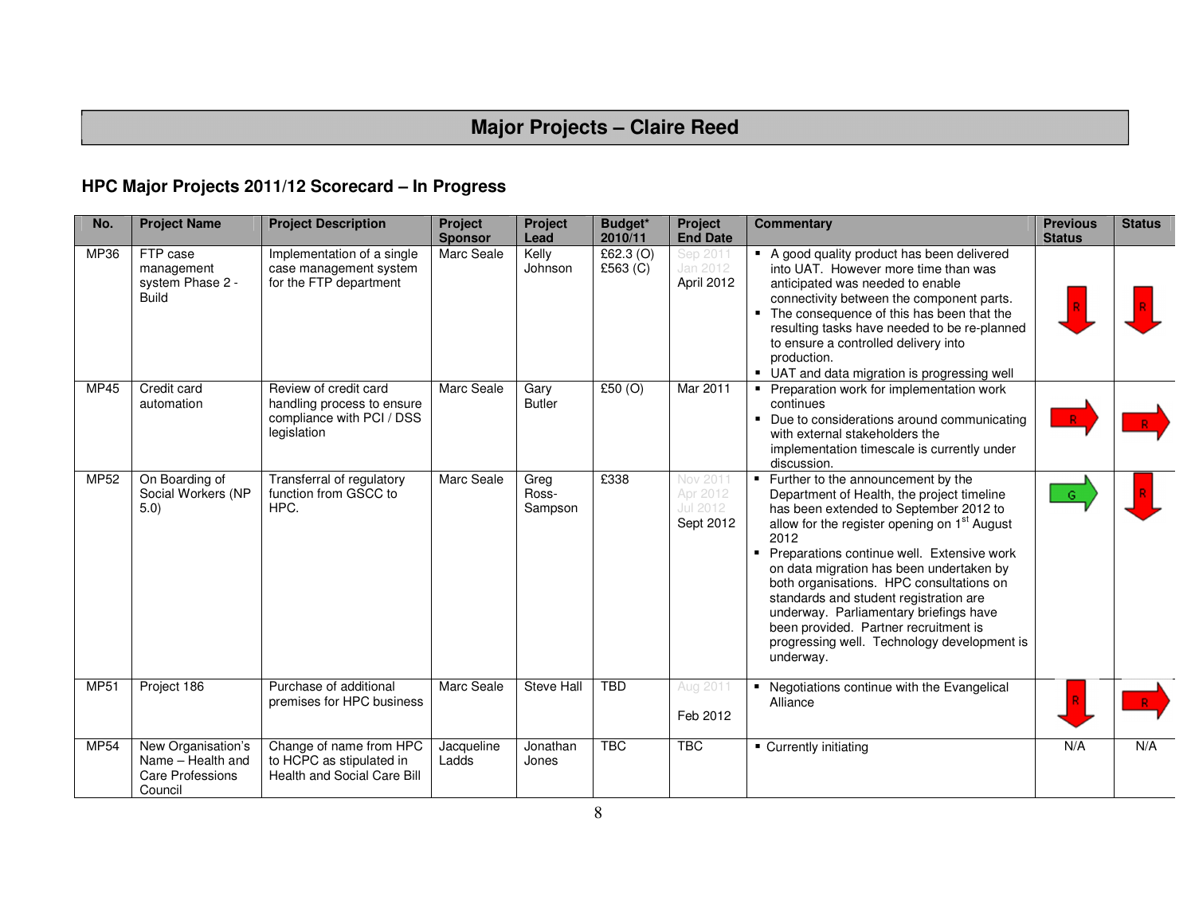# Major Projects – Claire Reed

## HPC Major Projects 2011/12 Scorecard – In Progress

| No. | Project Name | Project Description | Project Sponsor | Project Lead | Budget* 2010/11 | Project End Date | Commentary | Previous Status | Status |
|---|---|---|---|---|---|---|---|---|---|
| MP36 | FTP case management system Phase 2 - Build | Implementation of a single case management system for the FTP department | Marc Seale | Kelly Johnson | £62.3 (O) £563 (C) | Sep 2011 Jan 2012 April 2012 | ▪ A good quality product has been delivered into UAT. However more time than was anticipated was needed to enable connectivity between the component parts. ▪ The consequence of this has been that the resulting tasks have needed to be re-planned to ensure a controlled delivery into production. ▪ UAT and data migration is progressing well | R | R |
| MP45 | Credit card automation | Review of credit card handling process to ensure compliance with PCI / DSS legislation | Marc Seale | Gary Butler | £50 (O) | Mar 2011 | ▪ Preparation work for implementation work continues ▪ Due to considerations around communicating with external stakeholders the implementation timescale is currently under discussion. | R | R |
| MP52 | On Boarding of Social Workers (NP 5.0) | Transferral of regulatory function from GSCC to HPC. | Marc Seale | Greg Ross-Sampson | £338 | Nov 2011 Apr 2012 Jul 2012 Sept 2012 | ▪ Further to the announcement by the Department of Health, the project timeline has been extended to September 2012 to allow for the register opening on 1st August 2012 ▪ Preparations continue well. Extensive work on data migration has been undertaken by both organisations. HPC consultations on standards and student registration are underway. Parliamentary briefings have been provided. Partner recruitment is progressing well. Technology development is underway. | G | R |
| MP51 | Project 186 | Purchase of additional premises for HPC business | Marc Seale | Steve Hall | TBD | Aug 2011 Feb 2012 | ▪ Negotiations continue with the Evangelical Alliance | R | R |
| MP54 | New Organisation's Name – Health and Care Professions Council | Change of name from HPC to HCPC as stipulated in Health and Social Care Bill | Jacqueline Ladds | Jonathan Jones | TBC | TBC | ▪ Currently initiating | N/A | N/A |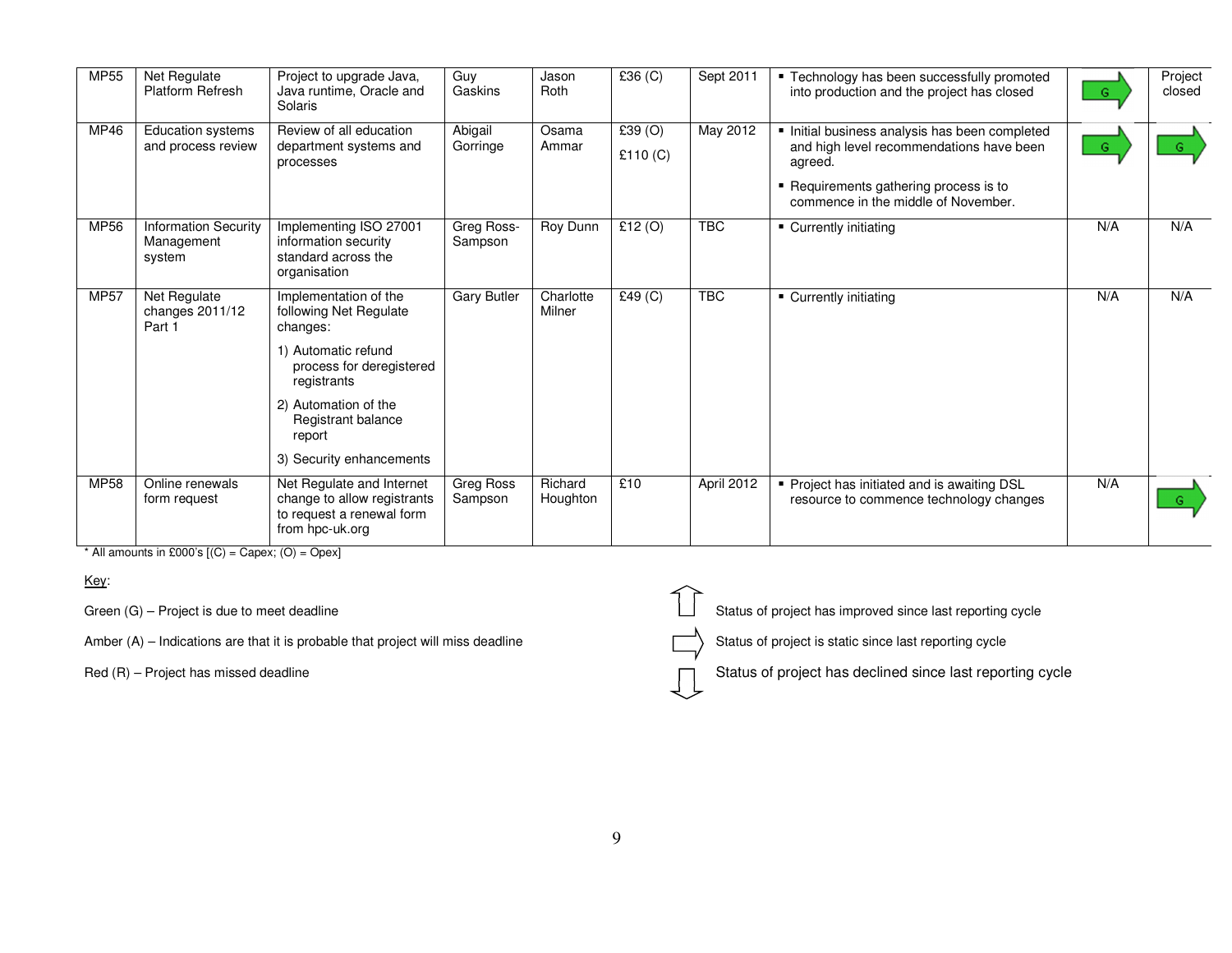| MP55 | Net Regulate Platform Refresh | Project to upgrade Java, Java runtime, Oracle and Solaris | Guy Gaskins | Jason Roth | £36 (C) | Sept 2011 | ▪ Technology has been successfully promoted into production and the project has closed | G → | Project closed |
|---|---|---|---|---|---|---|---|---|---|
| MP46 | Education systems and process review | Review of all education department systems and processes | Abigail Gorringe | Osama Ammar | £39 (O) £110 (C) | May 2012 | ▪ Initial business analysis has been completed and high level recommendations have been agreed. ▪ Requirements gathering process is to commence in the middle of November. | G → | G → |
| MP56 | Information Security Management system | Implementing ISO 27001 information security standard across the organisation | Greg Ross-Sampson | Roy Dunn | £12 (O) | TBC | ▪ Currently initiating | N/A | N/A |
| MP57 | Net Regulate changes 2011/12 Part 1 | Implementation of the following Net Regulate changes: 1) Automatic refund process for deregistered registrants 2) Automation of the Registrant balance report 3) Security enhancements | Gary Butler | Charlotte Milner | £49 (C) | TBC | ▪ Currently initiating | N/A | N/A |
| MP58 | Online renewals form request | Net Regulate and Internet change to allow registrants to request a renewal form from hpc-uk.org | Greg Ross Sampson | Richard Houghton | £10 | April 2012 | ▪ Project has initiated and is awaiting DSL resource to commence technology changes | N/A | G → |

* All amounts in £000's [(C) = Capex; (O) = Opex]

Key:

Green (G) – Project is due to meet deadline

Amber (A) – Indications are that it is probable that project will miss deadline

Red (R) – Project has missed deadline

↑ Status of project has improved since last reporting cycle

→ Status of project is static since last reporting cycle

↓ Status of project has declined since last reporting cycle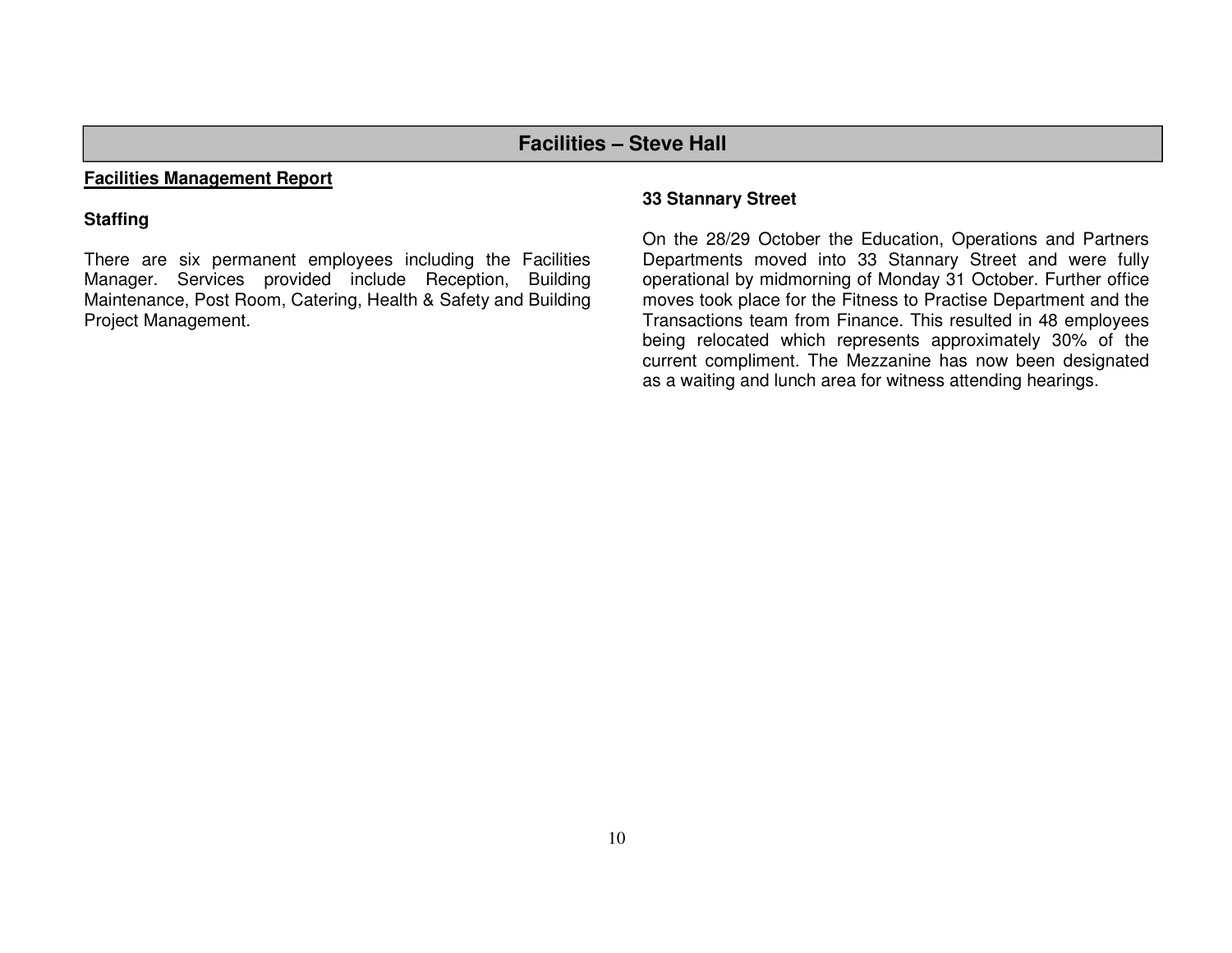## Facilities – Steve Hall

**Facilities Management Report**

**Staffing**

There are six permanent employees including the Facilities Manager. Services provided include Reception, Building Maintenance, Post Room, Catering, Health & Safety and Building Project Management.

**33 Stannary Street**

On the 28/29 October the Education, Operations and Partners Departments moved into 33 Stannary Street and were fully operational by midmorning of Monday 31 October. Further office moves took place for the Fitness to Practise Department and the Transactions team from Finance. This resulted in 48 employees being relocated which represents approximately 30% of the current compliment. The Mezzanine has now been designated as a waiting and lunch area for witness attending hearings.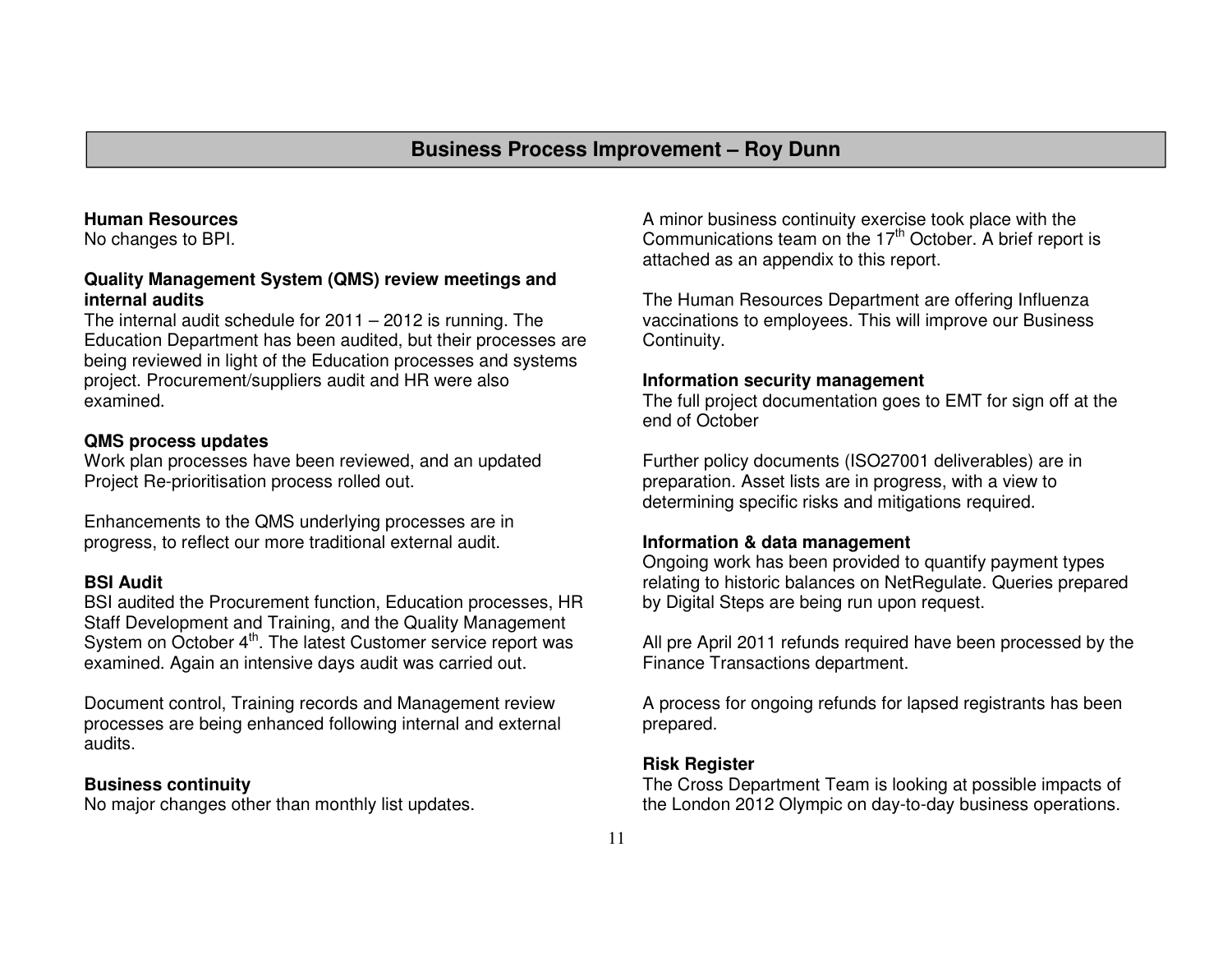## Business Process Improvement – Roy Dunn

**Human Resources**
No changes to BPI.

**Quality Management System (QMS) review meetings and internal audits**
The internal audit schedule for 2011 – 2012 is running. The Education Department has been audited, but their processes are being reviewed in light of the Education processes and systems project. Procurement/suppliers audit and HR were also examined.

**QMS process updates**
Work plan processes have been reviewed, and an updated Project Re-prioritisation process rolled out.

Enhancements to the QMS underlying processes are in progress, to reflect our more traditional external audit.

**BSI Audit**
BSI audited the Procurement function, Education processes, HR Staff Development and Training, and the Quality Management System on October 4th. The latest Customer service report was examined. Again an intensive days audit was carried out.

Document control, Training records and Management review processes are being enhanced following internal and external audits.

**Business continuity**
No major changes other than monthly list updates.

A minor business continuity exercise took place with the Communications team on the 17th October. A brief report is attached as an appendix to this report.

The Human Resources Department are offering Influenza vaccinations to employees. This will improve our Business Continuity.

**Information security management**
The full project documentation goes to EMT for sign off at the end of October

Further policy documents (ISO27001 deliverables) are in preparation. Asset lists are in progress, with a view to determining specific risks and mitigations required.

**Information & data management**
Ongoing work has been provided to quantify payment types relating to historic balances on NetRegulate. Queries prepared by Digital Steps are being run upon request.

All pre April 2011 refunds required have been processed by the Finance Transactions department.

A process for ongoing refunds for lapsed registrants has been prepared.

**Risk Register**
The Cross Department Team is looking at possible impacts of the London 2012 Olympic on day-to-day business operations.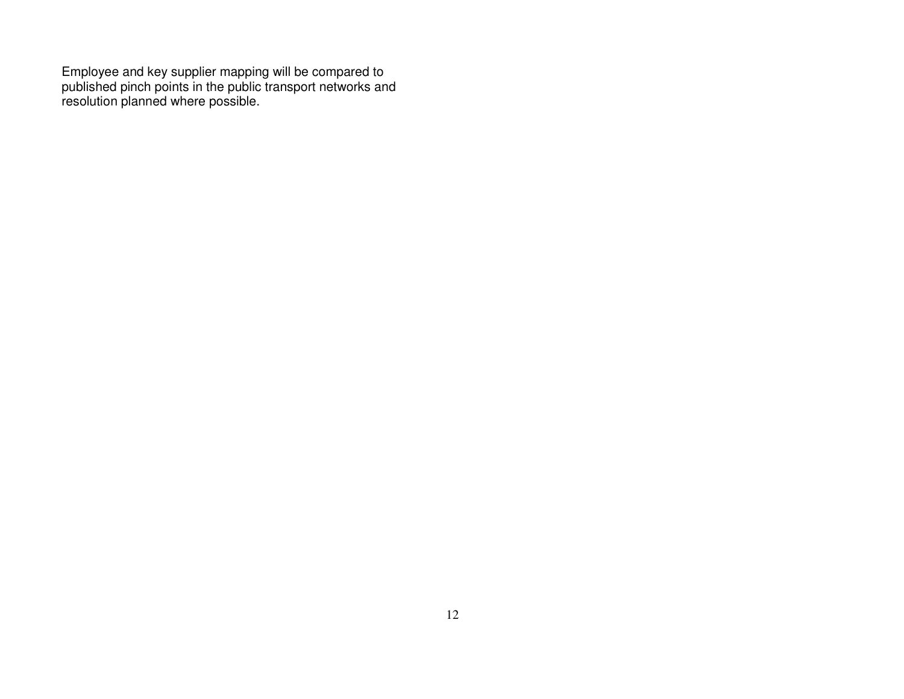Employee and key supplier mapping will be compared to published pinch points in the public transport networks and resolution planned where possible.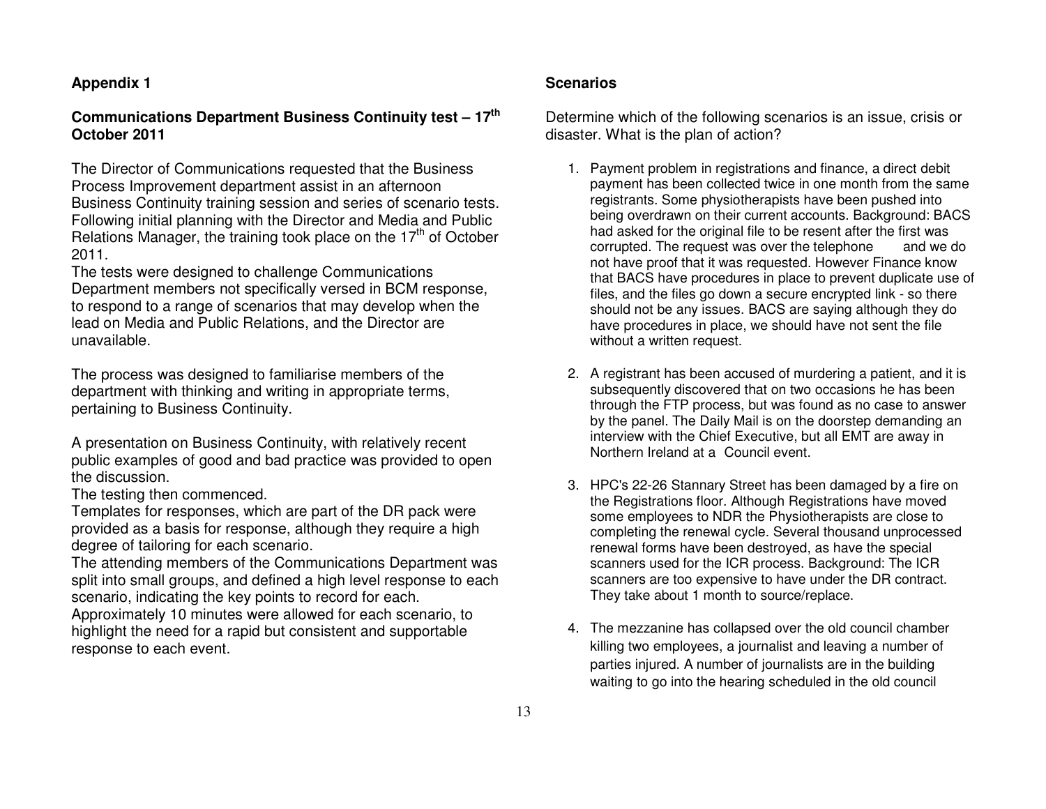**Appendix 1**

**Communications Department Business Continuity test – 17th October 2011**

The Director of Communications requested that the Business Process Improvement department assist in an afternoon Business Continuity training session and series of scenario tests. Following initial planning with the Director and Media and Public Relations Manager, the training took place on the 17th of October 2011.

The tests were designed to challenge Communications Department members not specifically versed in BCM response, to respond to a range of scenarios that may develop when the lead on Media and Public Relations, and the Director are unavailable.

The process was designed to familiarise members of the department with thinking and writing in appropriate terms, pertaining to Business Continuity.

A presentation on Business Continuity, with relatively recent public examples of good and bad practice was provided to open the discussion.

The testing then commenced.

Templates for responses, which are part of the DR pack were provided as a basis for response, although they require a high degree of tailoring for each scenario.

The attending members of the Communications Department was split into small groups, and defined a high level response to each scenario, indicating the key points to record for each.

Approximately 10 minutes were allowed for each scenario, to highlight the need for a rapid but consistent and supportable response to each event.

**Scenarios**

Determine which of the following scenarios is an issue, crisis or disaster. What is the plan of action?

1. Payment problem in registrations and finance, a direct debit payment has been collected twice in one month from the same registrants. Some physiotherapists have been pushed into being overdrawn on their current accounts. Background: BACS had asked for the original file to be resent after the first was corrupted. The request was over the telephone and we do not have proof that it was requested. However Finance know that BACS have procedures in place to prevent duplicate use of files, and the files go down a secure encrypted link - so there should not be any issues. BACS are saying although they do have procedures in place, we should have not sent the file without a written request.

2. A registrant has been accused of murdering a patient, and it is subsequently discovered that on two occasions he has been through the FTP process, but was found as no case to answer by the panel. The Daily Mail is on the doorstep demanding an interview with the Chief Executive, but all EMT are away in Northern Ireland at a Council event.

3. HPC's 22-26 Stannary Street has been damaged by a fire on the Registrations floor. Although Registrations have moved some employees to NDR the Physiotherapists are close to completing the renewal cycle. Several thousand unprocessed renewal forms have been destroyed, as have the special scanners used for the ICR process. Background: The ICR scanners are too expensive to have under the DR contract. They take about 1 month to source/replace.

4. The mezzanine has collapsed over the old council chamber killing two employees, a journalist and leaving a number of parties injured. A number of journalists are in the building waiting to go into the hearing scheduled in the old council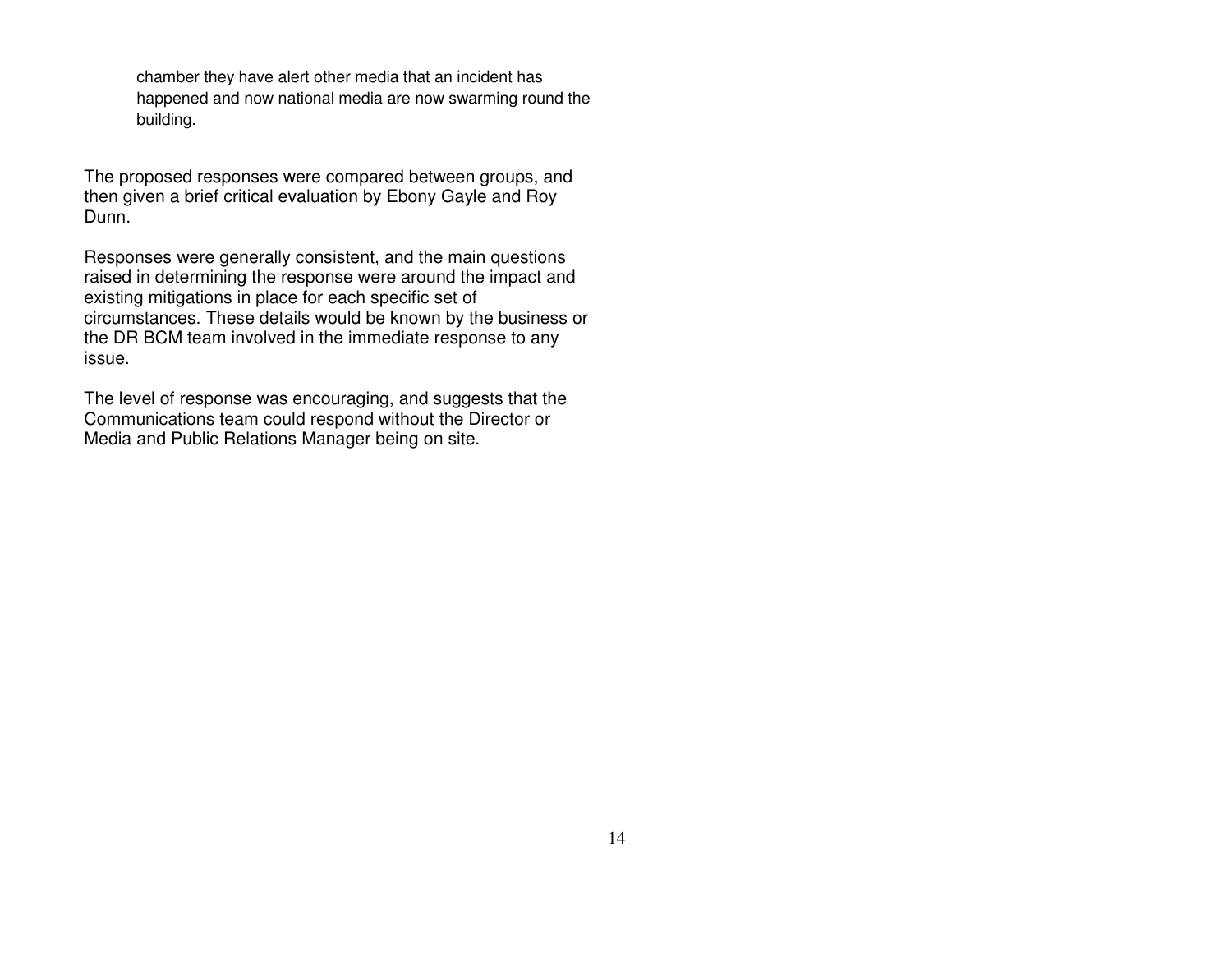chamber they have alert other media that an incident has happened and now national media are now swarming round the building.

The proposed responses were compared between groups, and then given a brief critical evaluation by Ebony Gayle and Roy Dunn.

Responses were generally consistent, and the main questions raised in determining the response were around the impact and existing mitigations in place for each specific set of circumstances. These details would be known by the business or the DR BCM team involved in the immediate response to any issue.

The level of response was encouraging, and suggests that the Communications team could respond without the Director or Media and Public Relations Manager being on site.